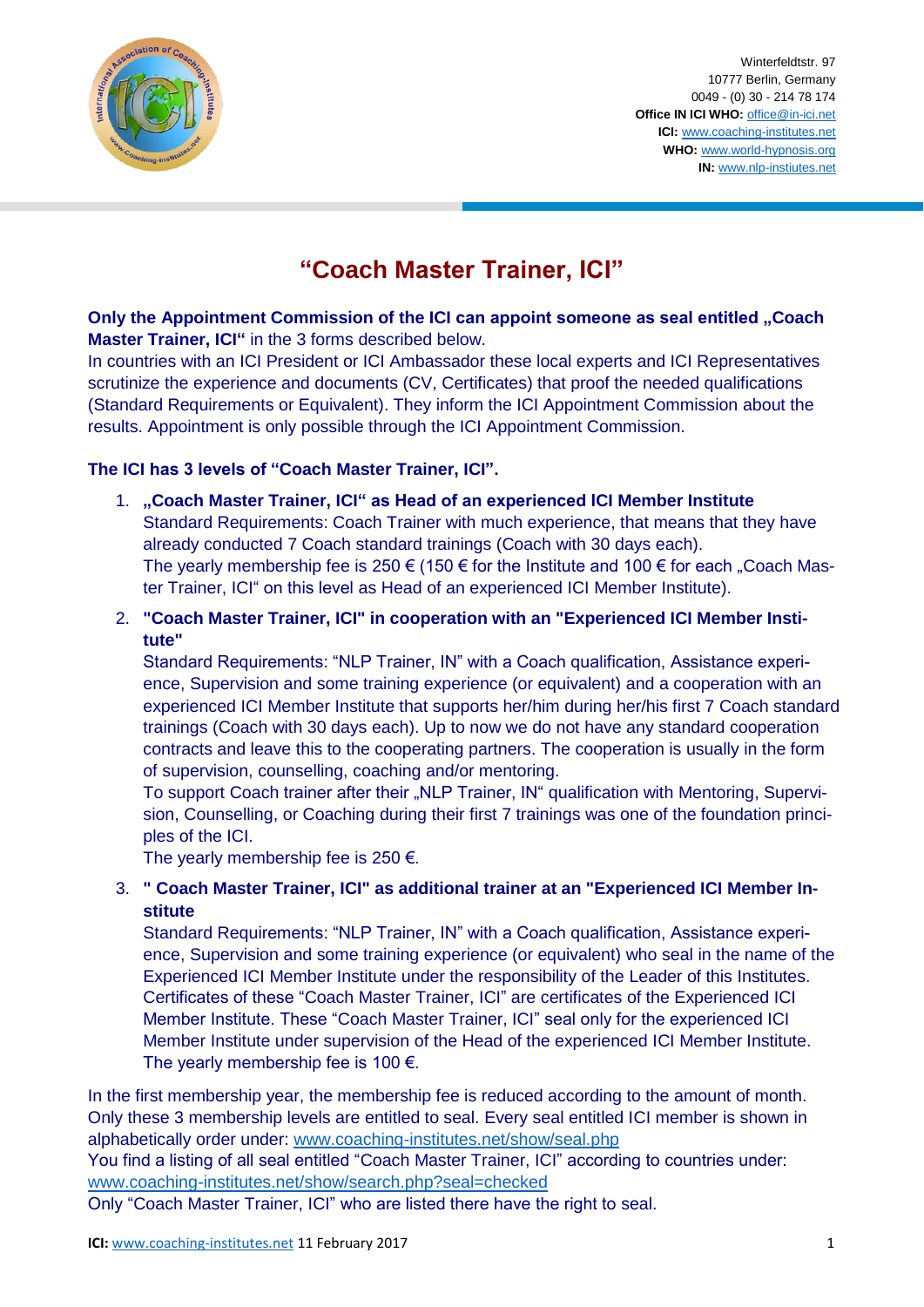Winterfeldtstr. 97
10777 Berlin, Germany
0049 - (0) 30 - 214 78 174
**Office IN ICI WHO:** office@in-ici.net
**ICI:** www.coaching-institutes.net
**WHO:** www.world-hypnosis.org
**IN:** www.nlp-instiutes.net

# "Coach Master Trainer, ICI"

**Only the Appointment Commission of the ICI can appoint someone as seal entitled „Coach Master Trainer, ICI"** in the 3 forms described below.
In countries with an ICI President or ICI Ambassador these local experts and ICI Representatives scrutinize the experience and documents (CV, Certificates) that proof the needed qualifications (Standard Requirements or Equivalent). They inform the ICI Appointment Commission about the results. Appointment is only possible through the ICI Appointment Commission.

**The ICI has 3 levels of "Coach Master Trainer, ICI".**

1. **„Coach Master Trainer, ICI" as Head of an experienced ICI Member Institute**
   Standard Requirements: Coach Trainer with much experience, that means that they have already conducted 7 Coach standard trainings (Coach with 30 days each).
   The yearly membership fee is 250 € (150 € for the Institute and 100 € for each „Coach Master Trainer, ICI" on this level as Head of an experienced ICI Member Institute).

2. **"Coach Master Trainer, ICI" in cooperation with an "Experienced ICI Member Institute"**
   Standard Requirements: "NLP Trainer, IN" with a Coach qualification, Assistance experience, Supervision and some training experience (or equivalent) and a cooperation with an experienced ICI Member Institute that supports her/him during her/his first 7 Coach standard trainings (Coach with 30 days each). Up to now we do not have any standard cooperation contracts and leave this to the cooperating partners. The cooperation is usually in the form of supervision, counselling, coaching and/or mentoring.
   To support Coach trainer after their „NLP Trainer, IN" qualification with Mentoring, Supervision, Counselling, or Coaching during their first 7 trainings was one of the foundation principles of the ICI.
   The yearly membership fee is 250 €.

3. **" Coach Master Trainer, ICI" as additional trainer at an "Experienced ICI Member Institute**
   Standard Requirements: "NLP Trainer, IN" with a Coach qualification, Assistance experience, Supervision and some training experience (or equivalent) who seal in the name of the Experienced ICI Member Institute under the responsibility of the Leader of this Institutes. Certificates of these "Coach Master Trainer, ICI" are certificates of the Experienced ICI Member Institute. These "Coach Master Trainer, ICI" seal only for the experienced ICI Member Institute under supervision of the Head of the experienced ICI Member Institute.
   The yearly membership fee is 100 €.

In the first membership year, the membership fee is reduced according to the amount of month. Only these 3 membership levels are entitled to seal. Every seal entitled ICI member is shown in alphabetically order under: www.coaching-institutes.net/show/seal.php
You find a listing of all seal entitled "Coach Master Trainer, ICI" according to countries under: www.coaching-institutes.net/show/search.php?seal=checked
Only "Coach Master Trainer, ICI" who are listed there have the right to seal.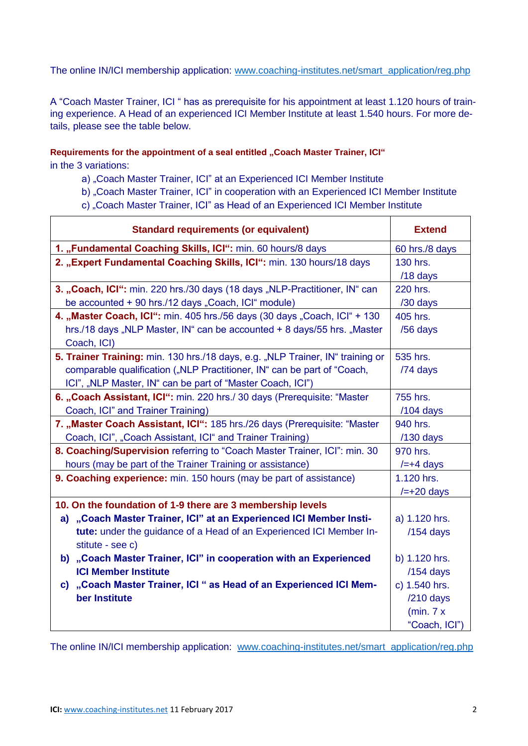The online IN/ICI membership application: www.coaching-institutes.net/smart_application/reg.php

A "Coach Master Trainer, ICI " has as prerequisite for his appointment at least 1.120 hours of training experience. A Head of an experienced ICI Member Institute at least 1.540 hours. For more details, please see the table below.

**Requirements for the appointment of a seal entitled „Coach Master Trainer, ICI"**
in the 3 variations:

a) „Coach Master Trainer, ICI" at an Experienced ICI Member Institute
b) „Coach Master Trainer, ICI" in cooperation with an Experienced ICI Member Institute
c) „Coach Master Trainer, ICI" as Head of an Experienced ICI Member Institute

| Standard requirements (or equivalent) | Extend |
|---|---|
| **1. „Fundamental Coaching Skills, ICI":** min. 60 hours/8 days | 60 hrs./8 days |
| **2. „Expert Fundamental Coaching Skills, ICI":** min. 130 hours/18 days | 130 hrs. /18 days |
| **3. „Coach, ICI":** min. 220 hrs./30 days (18 days „NLP-Practitioner, IN" can be accounted + 90 hrs./12 days „Coach, ICI" module) | 220 hrs. /30 days |
| **4. „Master Coach, ICI":** min. 405 hrs./56 days (30 days „Coach, ICI" + 130 hrs./18 days „NLP Master, IN" can be accounted + 8 days/55 hrs. „Master Coach, ICI) | 405 hrs. /56 days |
| **5. Trainer Training:** min. 130 hrs./18 days, e.g. „NLP Trainer, IN" training or comparable qualification („NLP Practitioner, IN" can be part of "Coach, ICI", „NLP Master, IN" can be part of "Master Coach, ICI") | 535 hrs. /74 days |
| **6. „Coach Assistant, ICI":** min. 220 hrs./ 30 days (Prerequisite: "Master Coach, ICI" and Trainer Training) | 755 hrs. /104 days |
| **7. „Master Coach Assistant, ICI":** 185 hrs./26 days (Prerequisite: "Master Coach, ICI", „Coach Assistant, ICI" and Trainer Training) | 940 hrs. /130 days |
| **8. Coaching/Supervision** referring to "Coach Master Trainer, ICI": min. 30 hours (may be part of the Trainer Training or assistance) | 970 hrs. /=+4 days |
| **9. Coaching experience:** min. 150 hours (may be part of assistance) | 1.120 hrs. /=+20 days |
| **10. On the foundation of 1-9 there are 3 membership levels**<br>**a) „Coach Master Trainer, ICI" at an Experienced ICI Member Institute:** under the guidance of a Head of an Experienced ICI Member Institute - see c)<br>**b) „Coach Master Trainer, ICI" in cooperation with an Experienced ICI Member Institute**<br>**c) „Coach Master Trainer, ICI " as Head of an Experienced ICI Member Institute** | a) 1.120 hrs. /154 days<br>b) 1.120 hrs. /154 days<br>c) 1.540 hrs. /210 days (min. 7 x "Coach, ICI") |

The online IN/ICI membership application: www.coaching-institutes.net/smart_application/reg.php

**ICI:** www.coaching-institutes.net 11 February 2017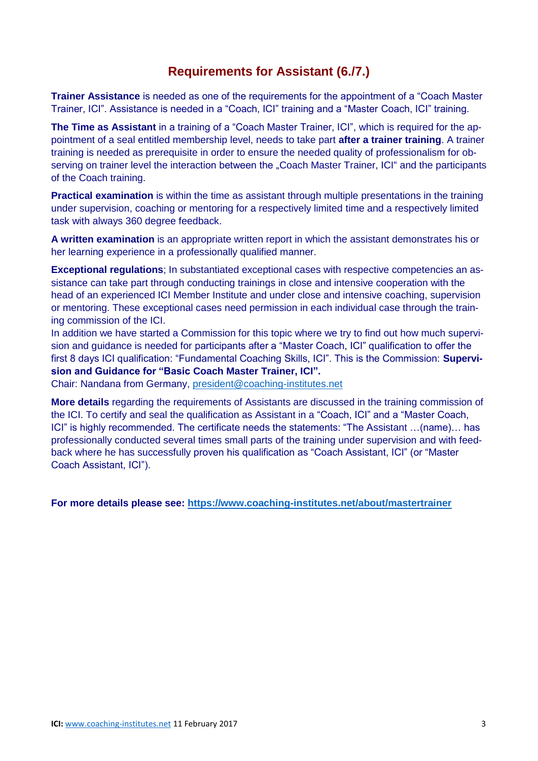## Requirements for Assistant (6./7.)

**Trainer Assistance** is needed as one of the requirements for the appointment of a "Coach Master Trainer, ICI". Assistance is needed in a "Coach, ICI" training and a "Master Coach, ICI" training.

**The Time as Assistant** in a training of a "Coach Master Trainer, ICI", which is required for the appointment of a seal entitled membership level, needs to take part **after a trainer training**. A trainer training is needed as prerequisite in order to ensure the needed quality of professionalism for observing on trainer level the interaction between the „Coach Master Trainer, ICI" and the participants of the Coach training.

**Practical examination** is within the time as assistant through multiple presentations in the training under supervision, coaching or mentoring for a respectively limited time and a respectively limited task with always 360 degree feedback.

**A written examination** is an appropriate written report in which the assistant demonstrates his or her learning experience in a professionally qualified manner.

**Exceptional regulations**; In substantiated exceptional cases with respective competencies an assistance can take part through conducting trainings in close and intensive cooperation with the head of an experienced ICI Member Institute and under close and intensive coaching, supervision or mentoring. These exceptional cases need permission in each individual case through the training commission of the ICI.
In addition we have started a Commission for this topic where we try to find out how much supervision and guidance is needed for participants after a "Master Coach, ICI" qualification to offer the first 8 days ICI qualification: "Fundamental Coaching Skills, ICI". This is the Commission: **Supervision and Guidance for "Basic Coach Master Trainer, ICI".**
Chair: Nandana from Germany, president@coaching-institutes.net

**More details** regarding the requirements of Assistants are discussed in the training commission of the ICI. To certify and seal the qualification as Assistant in a "Coach, ICI" and a "Master Coach, ICI" is highly recommended. The certificate needs the statements: "The Assistant …(name)… has professionally conducted several times small parts of the training under supervision and with feedback where he has successfully proven his qualification as "Coach Assistant, ICI" (or "Master Coach Assistant, ICI").

**For more details please see: https://www.coaching-institutes.net/about/mastertrainer**